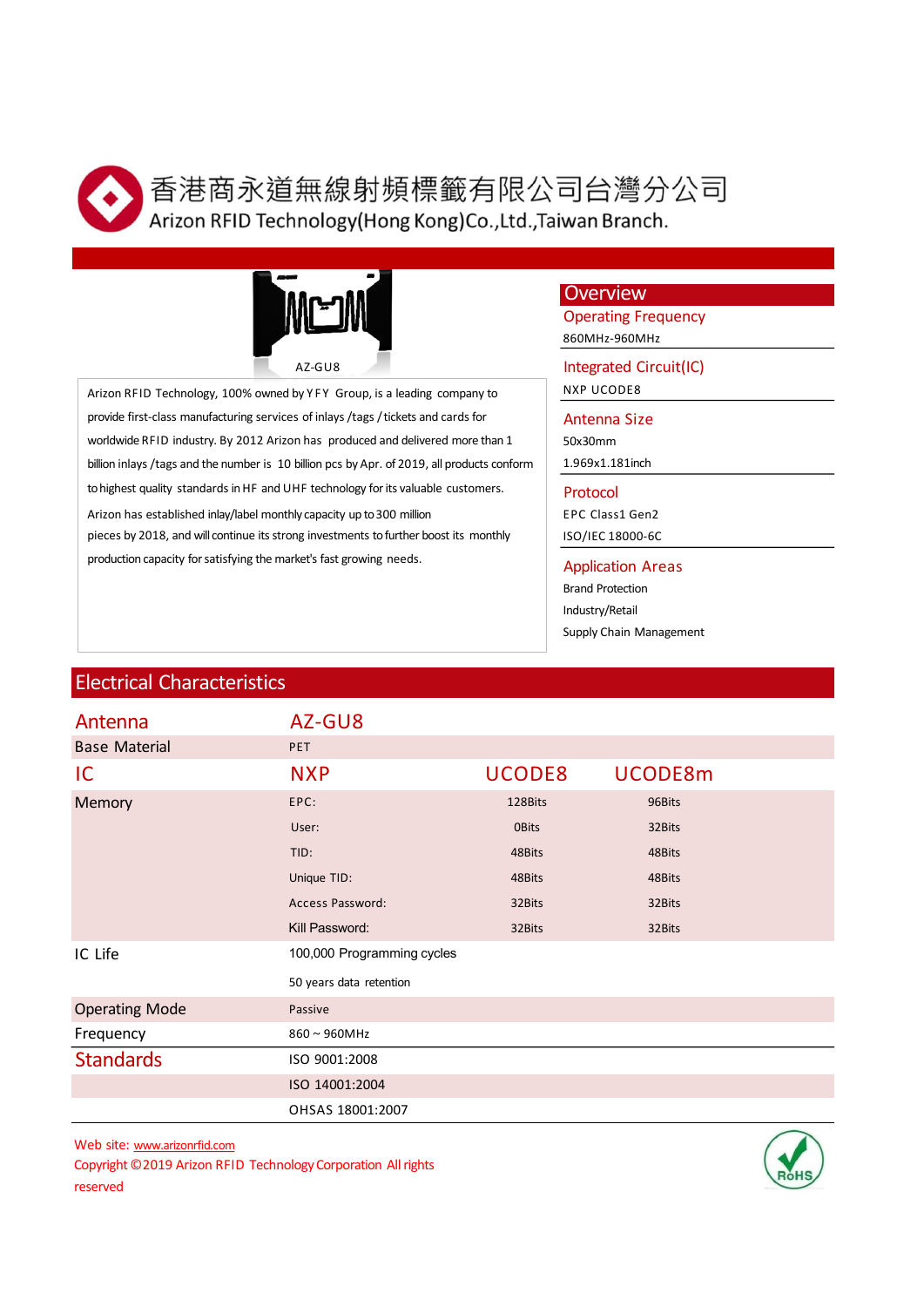# 香港商永道無線射頻標籤有限公司台灣分公司

## Arizon RFID Technology(Hong Kong)Co.,Ltd.,Taiwan Branch.

AZ-GU8

Arizon RFID Technology, 100% owned by YFY Group, is a leading company to provide first-class manufacturing services of inlays /tags / tickets and cards for worldwide RFID industry. By 2012 Arizon has produced and delivered more than 1 billion inlays /tags and the number is 10 billion pcs by Apr. of 2019, all products conform to highest quality standards in HF and UHF technology for its valuable customers.

Arizon has established inlay/label monthly capacity up to 300 million pieces by 2018, and will continue its strong investments to further boost its monthly production capacity for satisfying the market's fast growing needs.

## Overview

**Operating Frequency**

860MHz-960MHz

**Integrated Circuit(IC)**

NXP UCODE8

**Antenna Size**

50x30mm

1.969x1.181inch

**Protocol**

EPC Class1 Gen2

ISO/IEC 18000-6C

**Application Areas**

Brand Protection

Industry/Retail

Supply Chain Management

## Electrical Characteristics

| Antenna | AZ-GU8 | | |
|---|---|---|---|
| Base Material | PET | | |
| IC | NXP | UCODE8 | UCODE8m |
| Memory | EPC: | 128Bits | 96Bits |
| | User: | 0Bits | 32Bits |
| | TID: | 48Bits | 48Bits |
| | Unique TID: | 48Bits | 48Bits |
| | Access Password: | 32Bits | 32Bits |
| | Kill Password: | 32Bits | 32Bits |
| IC Life | 100,000 Programming cycles | | |
| | 50 years data retention | | |
| Operating Mode | Passive | | |
| Frequency | 860 ~ 960MHz | | |
| Standards | ISO 9001:2008 | | |
| | ISO 14001:2004 | | |
| | OHSAS 18001:2007 | | |

Web site: www.arizonrfid.com

Copyright ©2019 Arizon RFID Technology Corporation All rights reserved

RoHS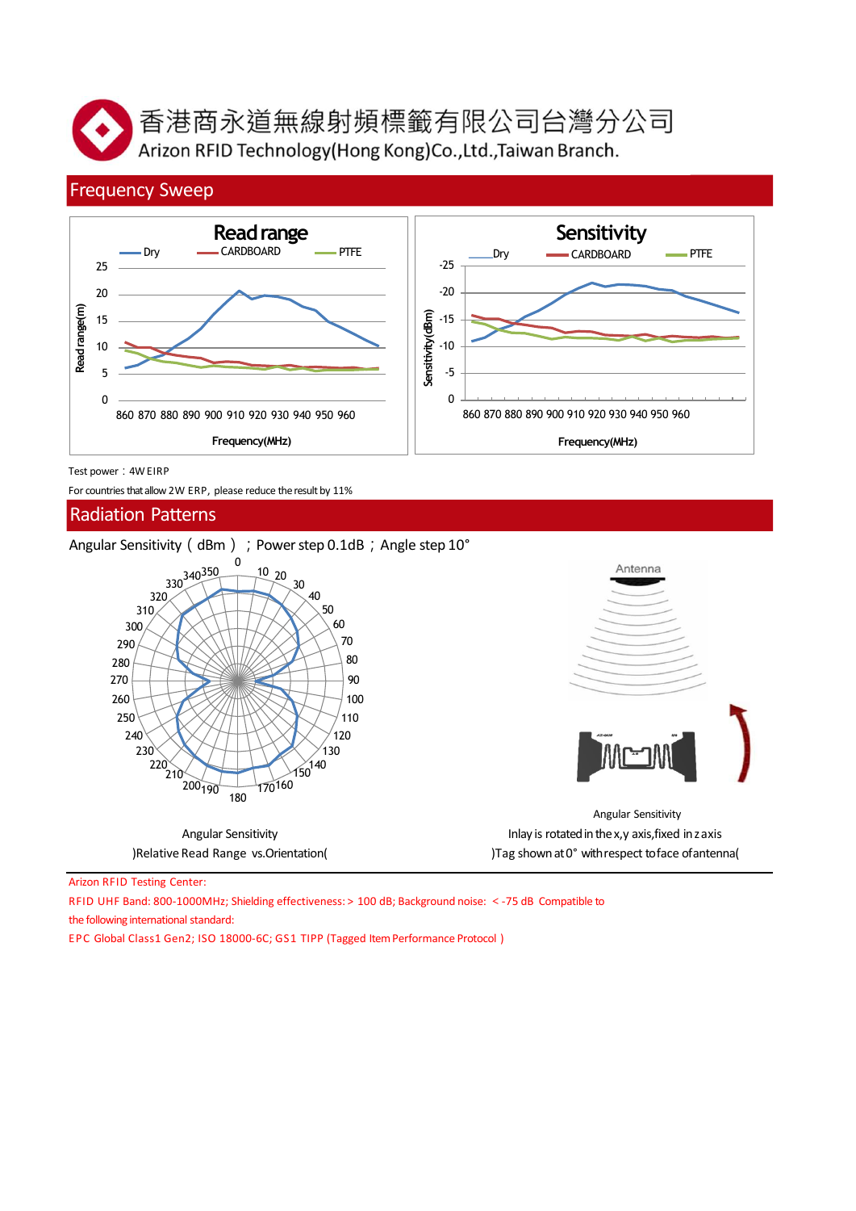香港商永道無線射頻標籤有限公司台灣分公司
Arizon RFID Technology(Hong Kong)Co.,Ltd.,Taiwan Branch.

## Frequency Sweep

Read range

Dry CARDBOARD PTFE

Read range(m)

25 20 15 10 5 0

860 870 880 890 900 910 920 930 940 950 960

Frequency(MHz)

Sensitivity

Dry CARDBOARD PTFE

Sensitivity(dBm)

-25 -20 -15 -10 -5 0

860 870 880 890 900 910 920 930 940 950 960

Frequency(MHz)

Test power：4W EIRP

For countries that allow 2W ERP, please reduce the result by 11%

## Radiation Patterns

Angular Sensitivity（dBm）；Power step 0.1dB；Angle step 10°

0 10 20 30 40 50 60 70 80 90 100 110 120 130 140 150 160 170 180 190 200 210 220 230 240 250 260 270 280 290 300 310 320 330 340 350

Antenna

Angular Sensitivity

)Relative Read Range vs.Orientation(

Angular Sensitivity

Inlay is rotated in the x,y axis,fixed in z axis

)Tag shown at 0° with respect to face of antenna(

Arizon RFID Testing Center:

RFID UHF Band: 800-1000MHz; Shielding effectiveness: > 100 dB; Background noise: < -75 dB Compatible to the following international standard:

EPC Global Class1 Gen2; ISO 18000-6C; GS1 TIPP (Tagged Item Performance Protocol )